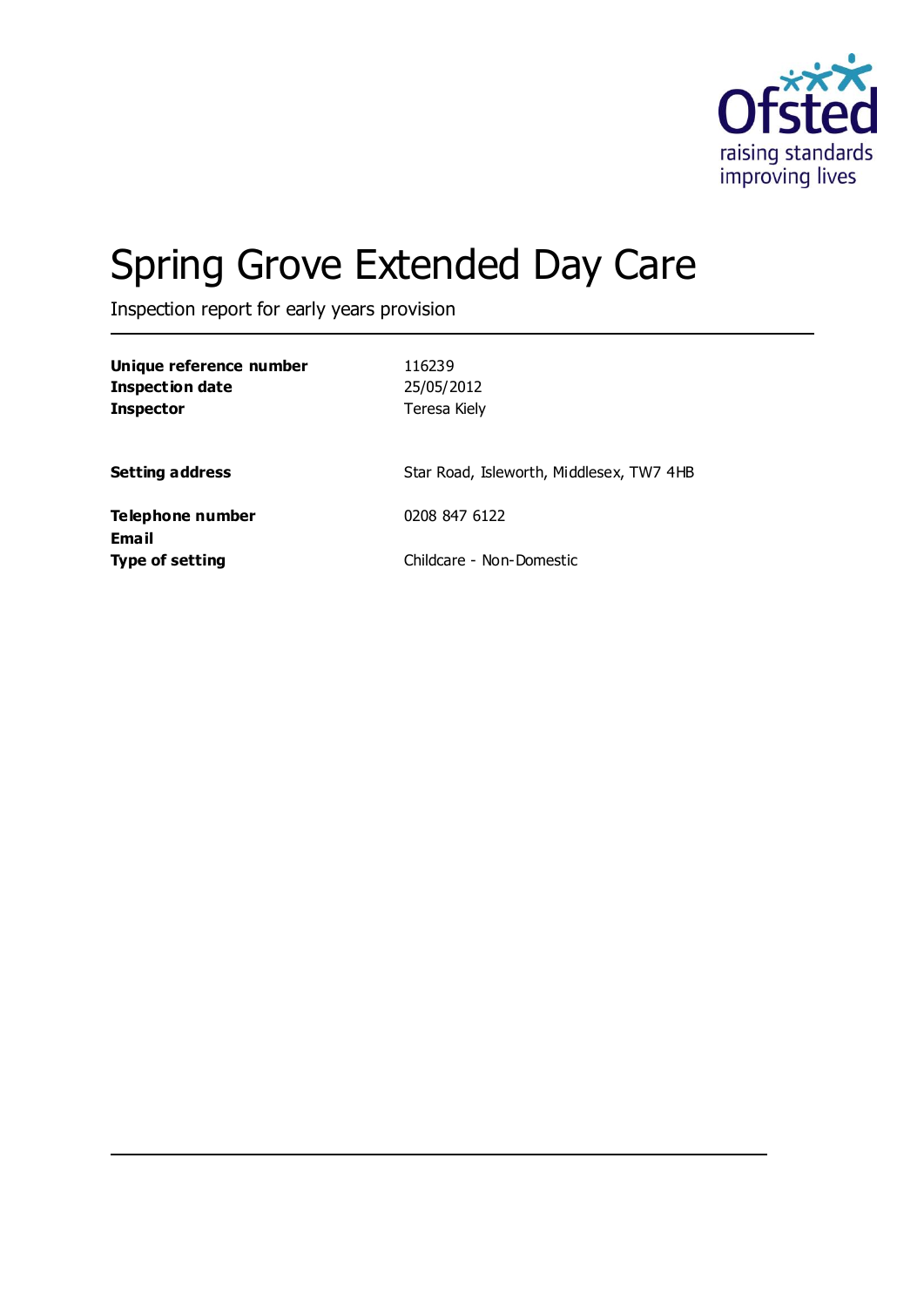# Spring Grove Extended Day Care

Inspection report for early years provision

| | |
|---|---|
| **Unique reference number** | 116239 |
| **Inspection date** | 25/05/2012 |
| **Inspector** | Teresa Kiely |
| **Setting address** | Star Road, Isleworth, Middlesex, TW7 4HB |
| **Telephone number** | 0208 847 6122 |
| **Email** | |
| **Type of setting** | Childcare - Non-Domestic |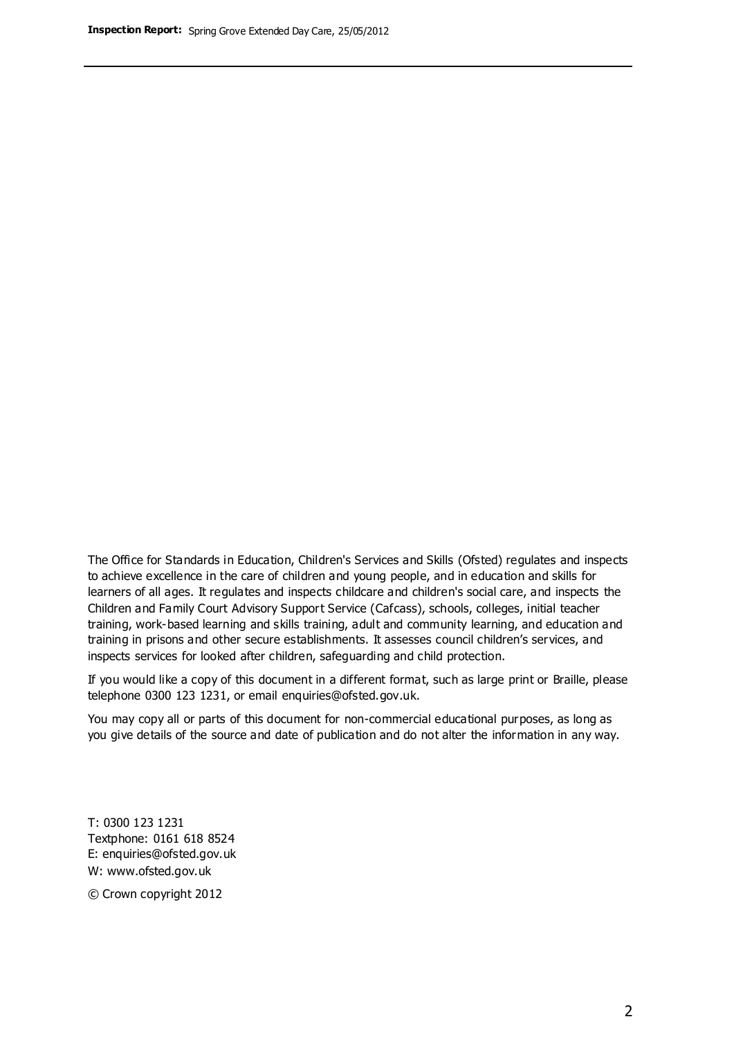The Office for Standards in Education, Children's Services and Skills (Ofsted) regulates and inspects to achieve excellence in the care of children and young people, and in education and skills for learners of all ages. It regulates and inspects childcare and children's social care, and inspects the Children and Family Court Advisory Support Service (Cafcass), schools, colleges, initial teacher training, work-based learning and skills training, adult and community learning, and education and training in prisons and other secure establishments. It assesses council children's services, and inspects services for looked after children, safeguarding and child protection.

If you would like a copy of this document in a different format, such as large print or Braille, please telephone 0300 123 1231, or email enquiries@ofsted.gov.uk.

You may copy all or parts of this document for non-commercial educational purposes, as long as you give details of the source and date of publication and do not alter the information in any way.

T: 0300 123 1231
Textphone: 0161 618 8524
E: enquiries@ofsted.gov.uk
W: www.ofsted.gov.uk

© Crown copyright 2012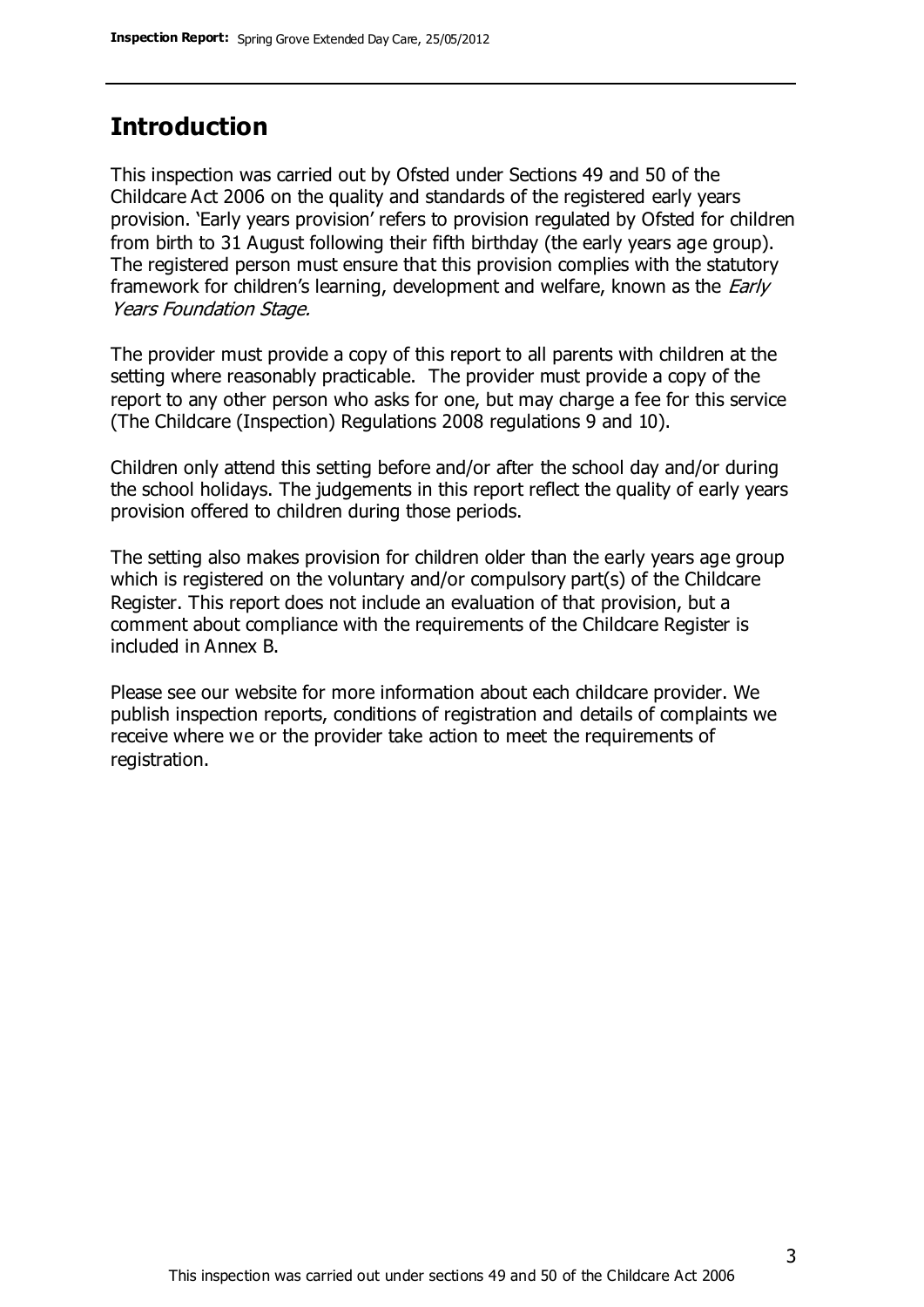## Introduction

This inspection was carried out by Ofsted under Sections 49 and 50 of the Childcare Act 2006 on the quality and standards of the registered early years provision. 'Early years provision' refers to provision regulated by Ofsted for children from birth to 31 August following their fifth birthday (the early years age group). The registered person must ensure that this provision complies with the statutory framework for children's learning, development and welfare, known as the *Early Years Foundation Stage.*

The provider must provide a copy of this report to all parents with children at the setting where reasonably practicable. The provider must provide a copy of the report to any other person who asks for one, but may charge a fee for this service (The Childcare (Inspection) Regulations 2008 regulations 9 and 10).

Children only attend this setting before and/or after the school day and/or during the school holidays. The judgements in this report reflect the quality of early years provision offered to children during those periods.

The setting also makes provision for children older than the early years age group which is registered on the voluntary and/or compulsory part(s) of the Childcare Register. This report does not include an evaluation of that provision, but a comment about compliance with the requirements of the Childcare Register is included in Annex B.

Please see our website for more information about each childcare provider. We publish inspection reports, conditions of registration and details of complaints we receive where we or the provider take action to meet the requirements of registration.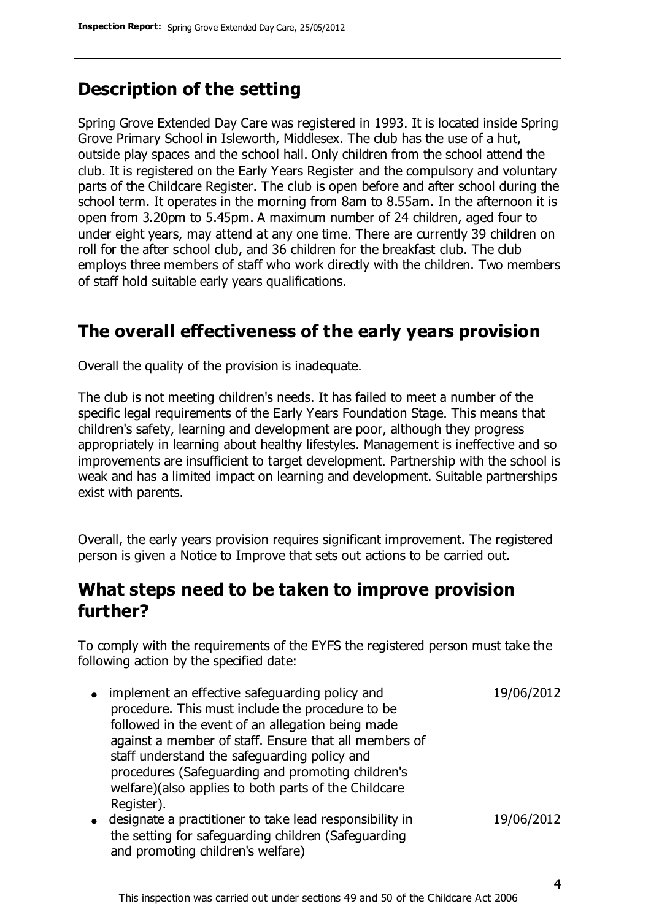## Description of the setting

Spring Grove Extended Day Care was registered in 1993. It is located inside Spring Grove Primary School in Isleworth, Middlesex. The club has the use of a hut, outside play spaces and the school hall. Only children from the school attend the club. It is registered on the Early Years Register and the compulsory and voluntary parts of the Childcare Register. The club is open before and after school during the school term. It operates in the morning from 8am to 8.55am. In the afternoon it is open from 3.20pm to 5.45pm. A maximum number of 24 children, aged four to under eight years, may attend at any one time. There are currently 39 children on roll for the after school club, and 36 children for the breakfast club. The club employs three members of staff who work directly with the children. Two members of staff hold suitable early years qualifications.

## The overall effectiveness of the early years provision

Overall the quality of the provision is inadequate.

The club is not meeting children's needs. It has failed to meet a number of the specific legal requirements of the Early Years Foundation Stage. This means that children's safety, learning and development are poor, although they progress appropriately in learning about healthy lifestyles. Management is ineffective and so improvements are insufficient to target development. Partnership with the school is weak and has a limited impact on learning and development. Suitable partnerships exist with parents.

Overall, the early years provision requires significant improvement. The registered person is given a Notice to Improve that sets out actions to be carried out.

## What steps need to be taken to improve provision further?

To comply with the requirements of the EYFS the registered person must take the following action by the specified date:

| | |
|---|---|
| • implement an effective safeguarding policy and procedure. This must include the procedure to be followed in the event of an allegation being made against a member of staff. Ensure that all members of staff understand the safeguarding policy and procedures (Safeguarding and promoting children's welfare)(also applies to both parts of the Childcare Register). | 19/06/2012 |
| • designate a practitioner to take lead responsibility in the setting for safeguarding children (Safeguarding and promoting children's welfare) | 19/06/2012 |

This inspection was carried out under sections 49 and 50 of the Childcare Act 2006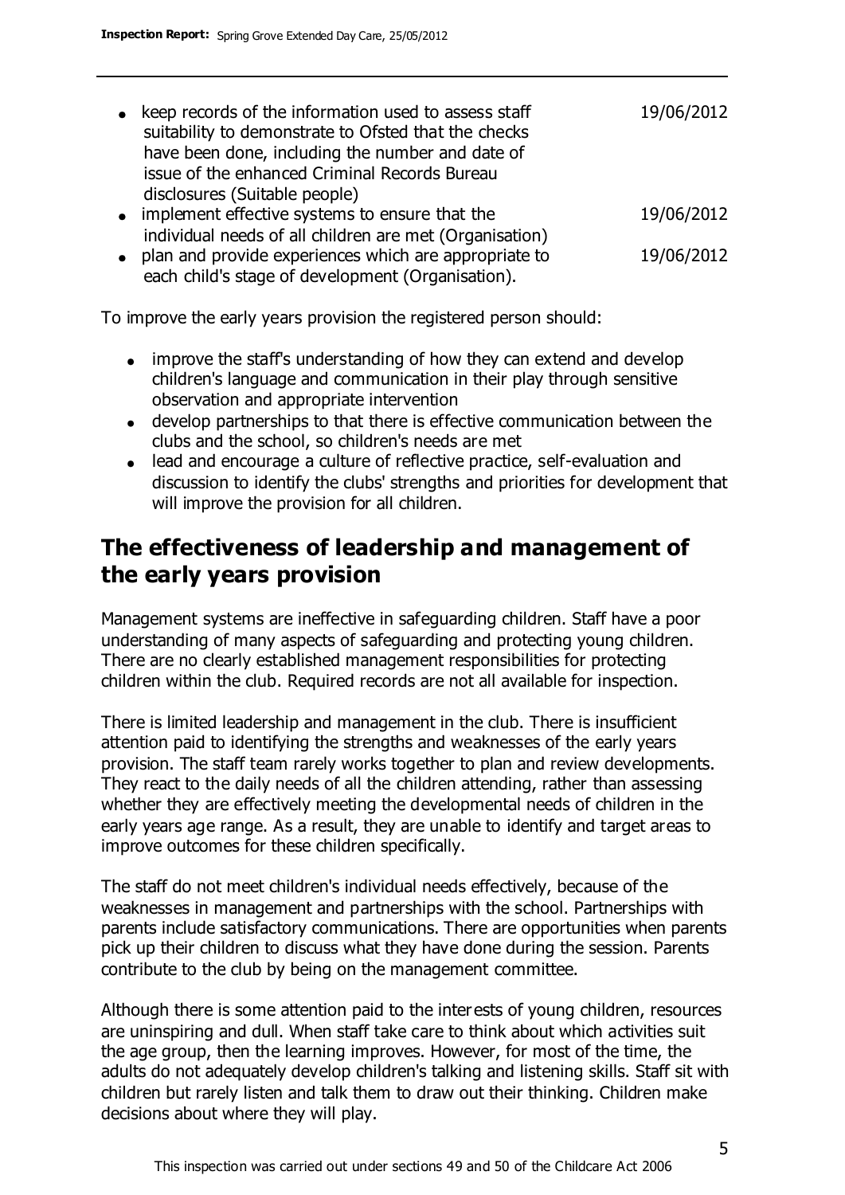- keep records of the information used to assess staff suitability to demonstrate to Ofsted that the checks have been done, including the number and date of issue of the enhanced Criminal Records Bureau disclosures (Suitable people) 19/06/2012
- implement effective systems to ensure that the individual needs of all children are met (Organisation) 19/06/2012
- plan and provide experiences which are appropriate to each child's stage of development (Organisation). 19/06/2012

To improve the early years provision the registered person should:

- improve the staff's understanding of how they can extend and develop children's language and communication in their play through sensitive observation and appropriate intervention
- develop partnerships to that there is effective communication between the clubs and the school, so children's needs are met
- lead and encourage a culture of reflective practice, self-evaluation and discussion to identify the clubs' strengths and priorities for development that will improve the provision for all children.

## The effectiveness of leadership and management of the early years provision

Management systems are ineffective in safeguarding children. Staff have a poor understanding of many aspects of safeguarding and protecting young children. There are no clearly established management responsibilities for protecting children within the club. Required records are not all available for inspection.

There is limited leadership and management in the club. There is insufficient attention paid to identifying the strengths and weaknesses of the early years provision. The staff team rarely works together to plan and review developments. They react to the daily needs of all the children attending, rather than assessing whether they are effectively meeting the developmental needs of children in the early years age range. As a result, they are unable to identify and target areas to improve outcomes for these children specifically.

The staff do not meet children's individual needs effectively, because of the weaknesses in management and partnerships with the school. Partnerships with parents include satisfactory communications. There are opportunities when parents pick up their children to discuss what they have done during the session. Parents contribute to the club by being on the management committee.

Although there is some attention paid to the interests of young children, resources are uninspiring and dull. When staff take care to think about which activities suit the age group, then the learning improves. However, for most of the time, the adults do not adequately develop children's talking and listening skills. Staff sit with children but rarely listen and talk them to draw out their thinking. Children make decisions about where they will play.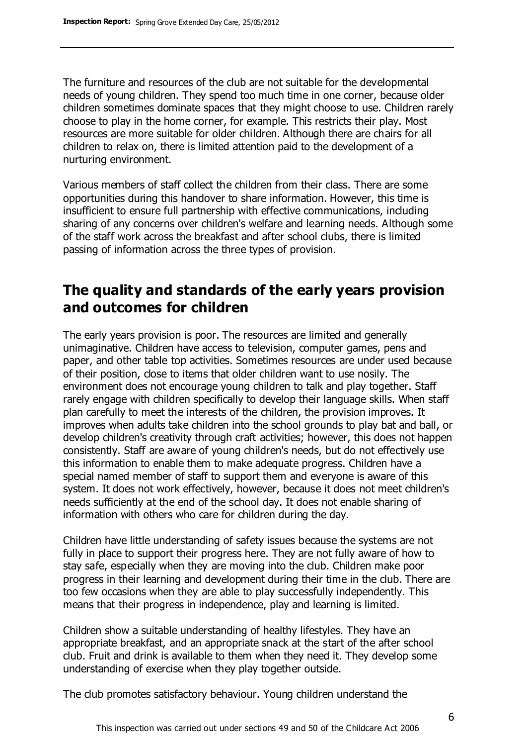The furniture and resources of the club are not suitable for the developmental needs of young children. They spend too much time in one corner, because older children sometimes dominate spaces that they might choose to use. Children rarely choose to play in the home corner, for example. This restricts their play. Most resources are more suitable for older children. Although there are chairs for all children to relax on, there is limited attention paid to the development of a nurturing environment.

Various members of staff collect the children from their class. There are some opportunities during this handover to share information. However, this time is insufficient to ensure full partnership with effective communications, including sharing of any concerns over children's welfare and learning needs. Although some of the staff work across the breakfast and after school clubs, there is limited passing of information across the three types of provision.

## The quality and standards of the early years provision and outcomes for children

The early years provision is poor. The resources are limited and generally unimaginative. Children have access to television, computer games, pens and paper, and other table top activities. Sometimes resources are under used because of their position, close to items that older children want to use nosily. The environment does not encourage young children to talk and play together. Staff rarely engage with children specifically to develop their language skills. When staff plan carefully to meet the interests of the children, the provision improves. It improves when adults take children into the school grounds to play bat and ball, or develop children's creativity through craft activities; however, this does not happen consistently. Staff are aware of young children's needs, but do not effectively use this information to enable them to make adequate progress. Children have a special named member of staff to support them and everyone is aware of this system. It does not work effectively, however, because it does not meet children's needs sufficiently at the end of the school day. It does not enable sharing of information with others who care for children during the day.

Children have little understanding of safety issues because the systems are not fully in place to support their progress here. They are not fully aware of how to stay safe, especially when they are moving into the club. Children make poor progress in their learning and development during their time in the club. There are too few occasions when they are able to play successfully independently. This means that their progress in independence, play and learning is limited.

Children show a suitable understanding of healthy lifestyles. They have an appropriate breakfast, and an appropriate snack at the start of the after school club. Fruit and drink is available to them when they need it. They develop some understanding of exercise when they play together outside.

The club promotes satisfactory behaviour. Young children understand the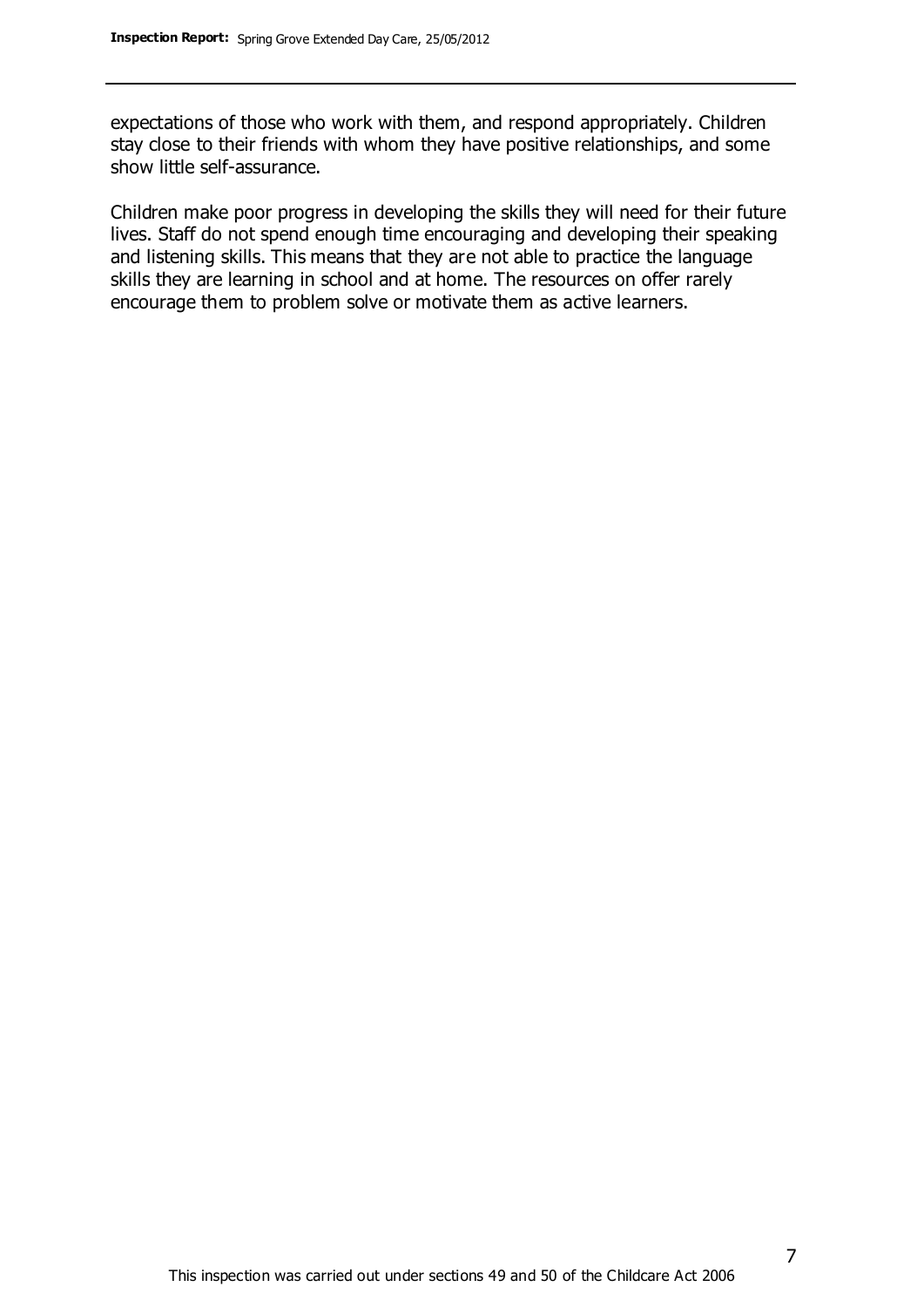expectations of those who work with them, and respond appropriately. Children stay close to their friends with whom they have positive relationships, and some show little self-assurance.

Children make poor progress in developing the skills they will need for their future lives. Staff do not spend enough time encouraging and developing their speaking and listening skills. This means that they are not able to practice the language skills they are learning in school and at home. The resources on offer rarely encourage them to problem solve or motivate them as active learners.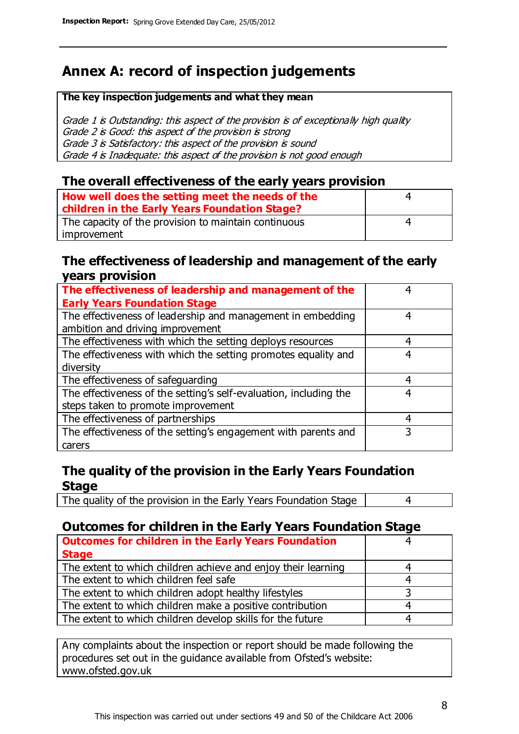# Annex A: record of inspection judgements

**The key inspection judgements and what they mean**

*Grade 1 is Outstanding: this aspect of the provision is of exceptionally high quality*
*Grade 2 is Good: this aspect of the provision is strong*
*Grade 3 is Satisfactory: this aspect of the provision is sound*
*Grade 4 is Inadequate: this aspect of the provision is not good enough*

## The overall effectiveness of the early years provision

| | |
|---|---|
| **How well does the setting meet the needs of the children in the Early Years Foundation Stage?** | 4 |
| The capacity of the provision to maintain continuous improvement | 4 |

## The effectiveness of leadership and management of the early years provision

| | |
|---|---|
| **The effectiveness of leadership and management of the Early Years Foundation Stage** | 4 |
| The effectiveness of leadership and management in embedding ambition and driving improvement | 4 |
| The effectiveness with which the setting deploys resources | 4 |
| The effectiveness with which the setting promotes equality and diversity | 4 |
| The effectiveness of safeguarding | 4 |
| The effectiveness of the setting's self-evaluation, including the steps taken to promote improvement | 4 |
| The effectiveness of partnerships | 4 |
| The effectiveness of the setting's engagement with parents and carers | 3 |

## The quality of the provision in the Early Years Foundation Stage

| | |
|---|---|
| The quality of the provision in the Early Years Foundation Stage | 4 |

## Outcomes for children in the Early Years Foundation Stage

| | |
|---|---|
| **Outcomes for children in the Early Years Foundation Stage** | 4 |
| The extent to which children achieve and enjoy their learning | 4 |
| The extent to which children feel safe | 4 |
| The extent to which children adopt healthy lifestyles | 3 |
| The extent to which children make a positive contribution | 4 |
| The extent to which children develop skills for the future | 4 |

Any complaints about the inspection or report should be made following the procedures set out in the guidance available from Ofsted's website: www.ofsted.gov.uk

This inspection was carried out under sections 49 and 50 of the Childcare Act 2006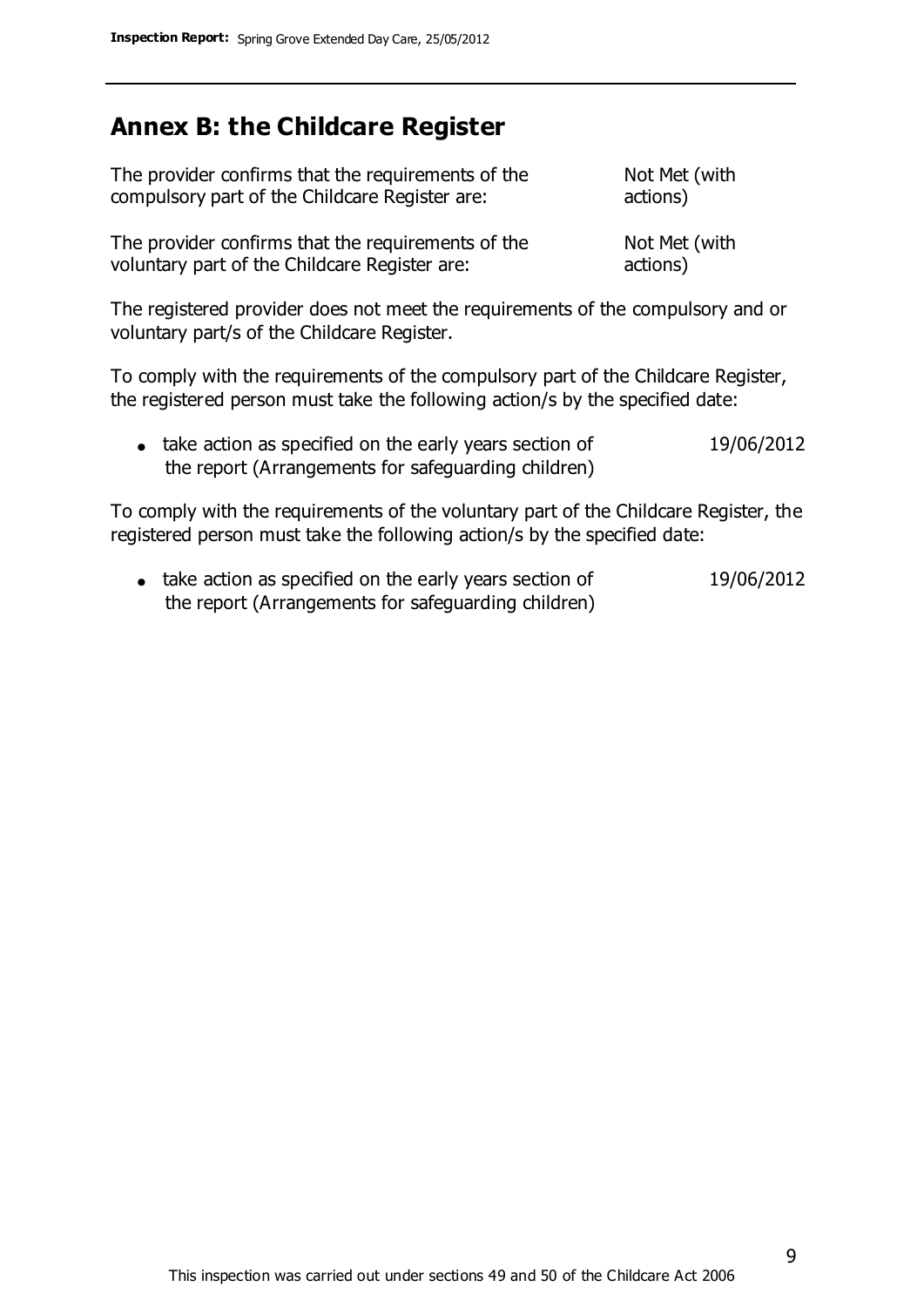## Annex B: the Childcare Register

| | |
|---|---|
| The provider confirms that the requirements of the compulsory part of the Childcare Register are: | Not Met (with actions) |
| The provider confirms that the requirements of the voluntary part of the Childcare Register are: | Not Met (with actions) |

The registered provider does not meet the requirements of the compulsory and or voluntary part/s of the Childcare Register.

To comply with the requirements of the compulsory part of the Childcare Register, the registered person must take the following action/s by the specified date:

| | |
|---|---|
| • take action as specified on the early years section of the report (Arrangements for safeguarding children) | 19/06/2012 |

To comply with the requirements of the voluntary part of the Childcare Register, the registered person must take the following action/s by the specified date:

| | |
|---|---|
| • take action as specified on the early years section of the report (Arrangements for safeguarding children) | 19/06/2012 |

This inspection was carried out under sections 49 and 50 of the Childcare Act 2006